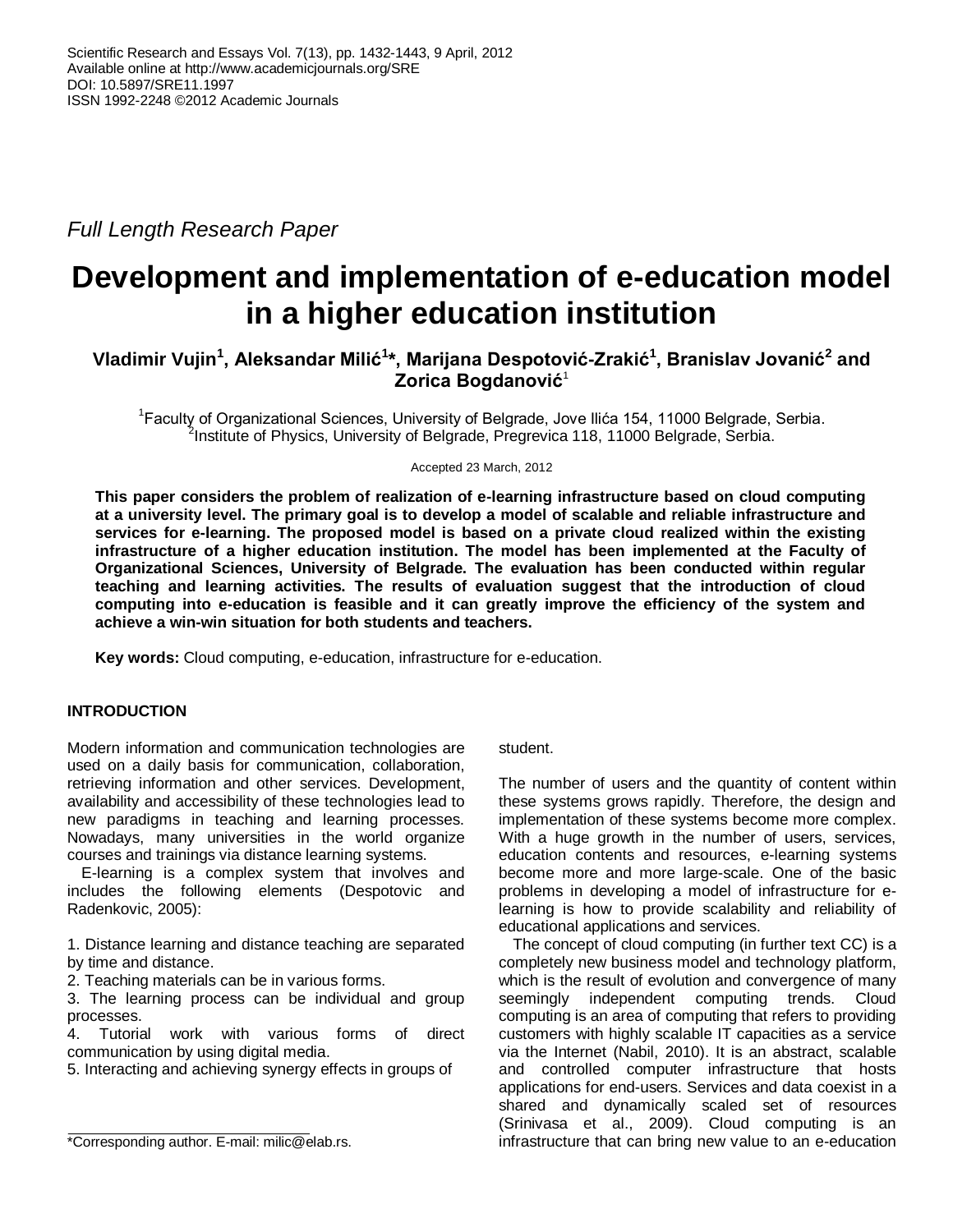*Full Length Research Paper*

# Development and implementation of e-education model in a higher education institution

**Vladimir Vujin[1], Aleksandar Milić[1]\*, Marijana Despotović-Zrakić[1], Branislav Jovanić[2] and Zorica Bogdanović[1]**

[1]Faculty of Organizational Sciences, University of Belgrade, Jove Ilića 154, 11000 Belgrade, Serbia.
[2]Institute of Physics, University of Belgrade, Pregrevica 118, 11000 Belgrade, Serbia.

Accepted 23 March, 2012

**This paper considers the problem of realization of e-learning infrastructure based on cloud computing at a university level. The primary goal is to develop a model of scalable and reliable infrastructure and services for e-learning. The proposed model is based on a private cloud realized within the existing infrastructure of a higher education institution. The model has been implemented at the Faculty of Organizational Sciences, University of Belgrade. The evaluation has been conducted within regular teaching and learning activities. The results of evaluation suggest that the introduction of cloud computing into e-education is feasible and it can greatly improve the efficiency of the system and achieve a win-win situation for both students and teachers.**

**Key words:** Cloud computing, e-education, infrastructure for e-education.

## INTRODUCTION

Modern information and communication technologies are used on a daily basis for communication, collaboration, retrieving information and other services. Development, availability and accessibility of these technologies lead to new paradigms in teaching and learning processes. Nowadays, many universities in the world organize courses and trainings via distance learning systems.

E-learning is a complex system that involves and includes the following elements (Despotovic and Radenkovic, 2005):

1. Distance learning and distance teaching are separated by time and distance.
2. Teaching materials can be in various forms.
3. The learning process can be individual and group processes.
4. Tutorial work with various forms of direct communication by using digital media.
5. Interacting and achieving synergy effects in groups of student.

The number of users and the quantity of content within these systems grows rapidly. Therefore, the design and implementation of these systems become more complex. With a huge growth in the number of users, services, education contents and resources, e-learning systems become more and more large-scale. One of the basic problems in developing a model of infrastructure for e-learning is how to provide scalability and reliability of educational applications and services.

The concept of cloud computing (in further text CC) is a completely new business model and technology platform, which is the result of evolution and convergence of many seemingly independent computing trends. Cloud computing is an area of computing that refers to providing customers with highly scalable IT capacities as a service via the Internet (Nabil, 2010). It is an abstract, scalable and controlled computer infrastructure that hosts applications for end-users. Services and data coexist in a shared and dynamically scaled set of resources (Srinivasa et al., 2009). Cloud computing is an infrastructure that can bring new value to an e-education

\*Corresponding author. E-mail: milic@elab.rs.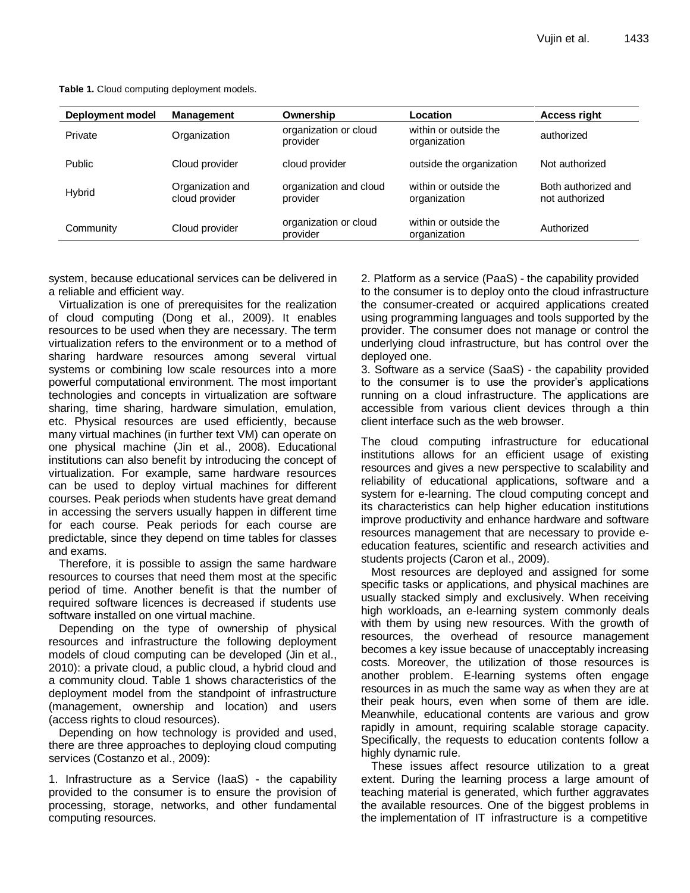**Table 1.** Cloud computing deployment models.

| Deployment model | Management | Ownership | Location | Access right |
|---|---|---|---|---|
| Private | Organization | organization or cloud provider | within or outside the organization | authorized |
| Public | Cloud provider | cloud provider | outside the organization | Not authorized |
| Hybrid | Organization and cloud provider | organization and cloud provider | within or outside the organization | Both authorized and not authorized |
| Community | Cloud provider | organization or cloud provider | within or outside the organization | Authorized |

system, because educational services can be delivered in a reliable and efficient way.

Virtualization is one of prerequisites for the realization of cloud computing (Dong et al., 2009). It enables resources to be used when they are necessary. The term virtualization refers to the environment or to a method of sharing hardware resources among several virtual systems or combining low scale resources into a more powerful computational environment. The most important technologies and concepts in virtualization are software sharing, time sharing, hardware simulation, emulation, etc. Physical resources are used efficiently, because many virtual machines (in further text VM) can operate on one physical machine (Jin et al., 2008). Educational institutions can also benefit by introducing the concept of virtualization. For example, same hardware resources can be used to deploy virtual machines for different courses. Peak periods when students have great demand in accessing the servers usually happen in different time for each course. Peak periods for each course are predictable, since they depend on time tables for classes and exams.

Therefore, it is possible to assign the same hardware resources to courses that need them most at the specific period of time. Another benefit is that the number of required software licences is decreased if students use software installed on one virtual machine.

Depending on the type of ownership of physical resources and infrastructure the following deployment models of cloud computing can be developed (Jin et al., 2010): a private cloud, a public cloud, a hybrid cloud and a community cloud. Table 1 shows characteristics of the deployment model from the standpoint of infrastructure (management, ownership and location) and users (access rights to cloud resources).

Depending on how technology is provided and used, there are three approaches to deploying cloud computing services (Costanzo et al., 2009):

1. Infrastructure as a Service (IaaS) - the capability provided to the consumer is to ensure the provision of processing, storage, networks, and other fundamental computing resources.
2. Platform as a service (PaaS) - the capability provided to the consumer is to deploy onto the cloud infrastructure the consumer-created or acquired applications created using programming languages and tools supported by the provider. The consumer does not manage or control the underlying cloud infrastructure, but has control over the deployed one.
3. Software as a service (SaaS) - the capability provided to the consumer is to use the provider's applications running on a cloud infrastructure. The applications are accessible from various client devices through a thin client interface such as the web browser.

The cloud computing infrastructure for educational institutions allows for an efficient usage of existing resources and gives a new perspective to scalability and reliability of educational applications, software and a system for e-learning. The cloud computing concept and its characteristics can help higher education institutions improve productivity and enhance hardware and software resources management that are necessary to provide e-education features, scientific and research activities and students projects (Caron et al., 2009).

Most resources are deployed and assigned for some specific tasks or applications, and physical machines are usually stacked simply and exclusively. When receiving high workloads, an e-learning system commonly deals with them by using new resources. With the growth of resources, the overhead of resource management becomes a key issue because of unacceptably increasing costs. Moreover, the utilization of those resources is another problem. E-learning systems often engage resources in as much the same way as when they are at their peak hours, even when some of them are idle. Meanwhile, educational contents are various and grow rapidly in amount, requiring scalable storage capacity. Specifically, the requests to education contents follow a highly dynamic rule.

These issues affect resource utilization to a great extent. During the learning process a large amount of teaching material is generated, which further aggravates the available resources. One of the biggest problems in the implementation of IT infrastructure is a competitive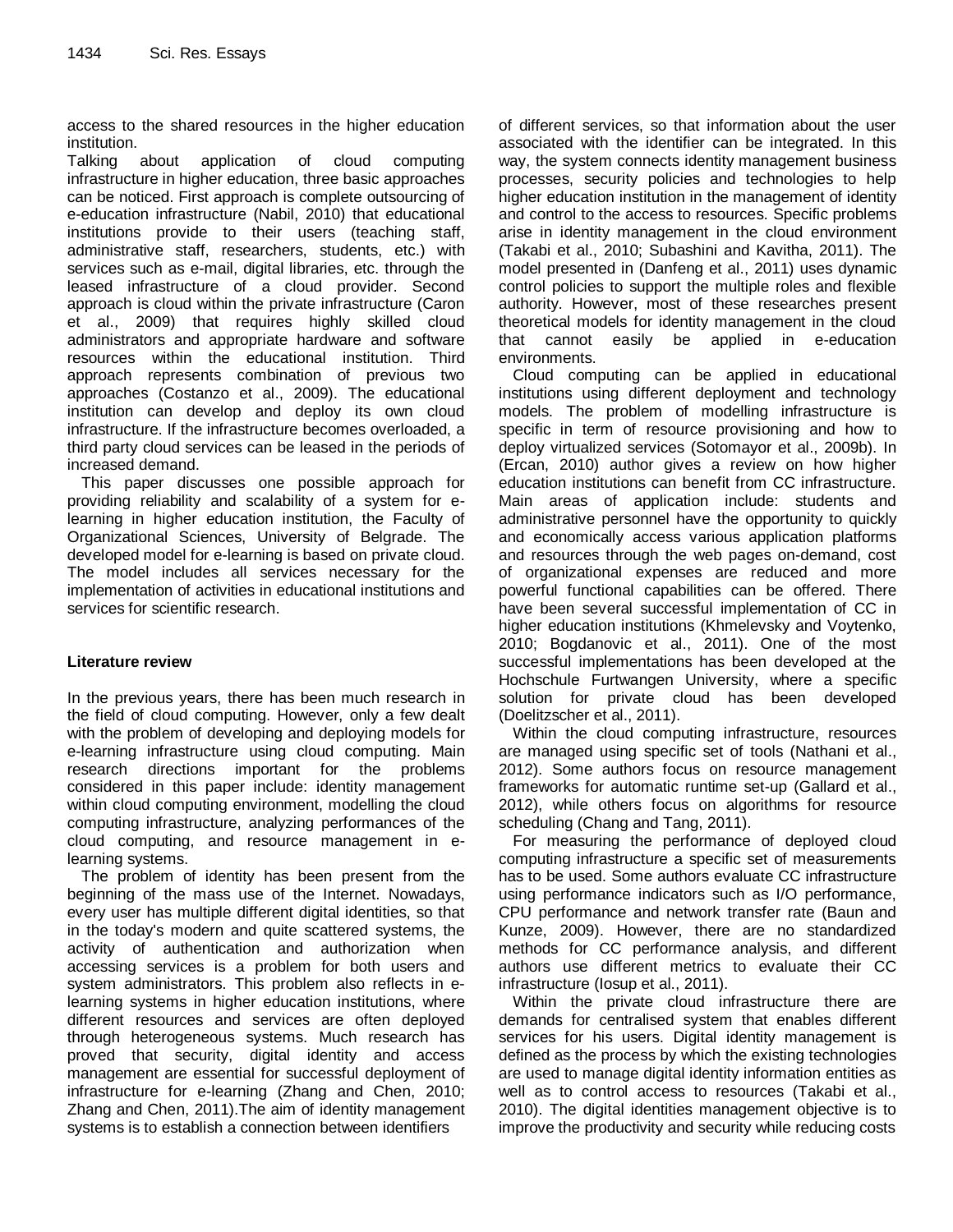access to the shared resources in the higher education institution.

Talking about application of cloud computing infrastructure in higher education, three basic approaches can be noticed. First approach is complete outsourcing of e-education infrastructure (Nabil, 2010) that educational institutions provide to their users (teaching staff, administrative staff, researchers, students, etc.) with services such as e-mail, digital libraries, etc. through the leased infrastructure of a cloud provider. Second approach is cloud within the private infrastructure (Caron et al., 2009) that requires highly skilled cloud administrators and appropriate hardware and software resources within the educational institution. Third approach represents combination of previous two approaches (Costanzo et al., 2009). The educational institution can develop and deploy its own cloud infrastructure. If the infrastructure becomes overloaded, a third party cloud services can be leased in the periods of increased demand.

This paper discusses one possible approach for providing reliability and scalability of a system for e-learning in higher education institution, the Faculty of Organizational Sciences, University of Belgrade. The developed model for e-learning is based on private cloud. The model includes all services necessary for the implementation of activities in educational institutions and services for scientific research.

## Literature review

In the previous years, there has been much research in the field of cloud computing. However, only a few dealt with the problem of developing and deploying models for e-learning infrastructure using cloud computing. Main research directions important for the problems considered in this paper include: identity management within cloud computing environment, modelling the cloud computing infrastructure, analyzing performances of the cloud computing, and resource management in e-learning systems.

The problem of identity has been present from the beginning of the mass use of the Internet. Nowadays, every user has multiple different digital identities, so that in the today's modern and quite scattered systems, the activity of authentication and authorization when accessing services is a problem for both users and system administrators. This problem also reflects in e-learning systems in higher education institutions, where different resources and services are often deployed through heterogeneous systems. Much research has proved that security, digital identity and access management are essential for successful deployment of infrastructure for e-learning (Zhang and Chen, 2010; Zhang and Chen, 2011).The aim of identity management systems is to establish a connection between identifiers of different services, so that information about the user associated with the identifier can be integrated. In this way, the system connects identity management business processes, security policies and technologies to help higher education institution in the management of identity and control to the access to resources. Specific problems arise in identity management in the cloud environment (Takabi et al., 2010; Subashini and Kavitha, 2011). The model presented in (Danfeng et al., 2011) uses dynamic control policies to support the multiple roles and flexible authority. However, most of these researches present theoretical models for identity management in the cloud that cannot easily be applied in e-education environments.

Cloud computing can be applied in educational institutions using different deployment and technology models. The problem of modelling infrastructure is specific in term of resource provisioning and how to deploy virtualized services (Sotomayor et al., 2009b). In (Ercan, 2010) author gives a review on how higher education institutions can benefit from CC infrastructure. Main areas of application include: students and administrative personnel have the opportunity to quickly and economically access various application platforms and resources through the web pages on-demand, cost of organizational expenses are reduced and more powerful functional capabilities can be offered. There have been several successful implementation of CC in higher education institutions (Khmelevsky and Voytenko, 2010; Bogdanovic et al., 2011). One of the most successful implementations has been developed at the Hochschule Furtwangen University, where a specific solution for private cloud has been developed (Doelitzscher et al., 2011).

Within the cloud computing infrastructure, resources are managed using specific set of tools (Nathani et al., 2012). Some authors focus on resource management frameworks for automatic runtime set-up (Gallard et al., 2012), while others focus on algorithms for resource scheduling (Chang and Tang, 2011).

For measuring the performance of deployed cloud computing infrastructure a specific set of measurements has to be used. Some authors evaluate CC infrastructure using performance indicators such as I/O performance, CPU performance and network transfer rate (Baun and Kunze, 2009). However, there are no standardized methods for CC performance analysis, and different authors use different metrics to evaluate their CC infrastructure (Iosup et al., 2011).

Within the private cloud infrastructure there are demands for centralised system that enables different services for his users. Digital identity management is defined as the process by which the existing technologies are used to manage digital identity information entities as well as to control access to resources (Takabi et al., 2010). The digital identities management objective is to improve the productivity and security while reducing costs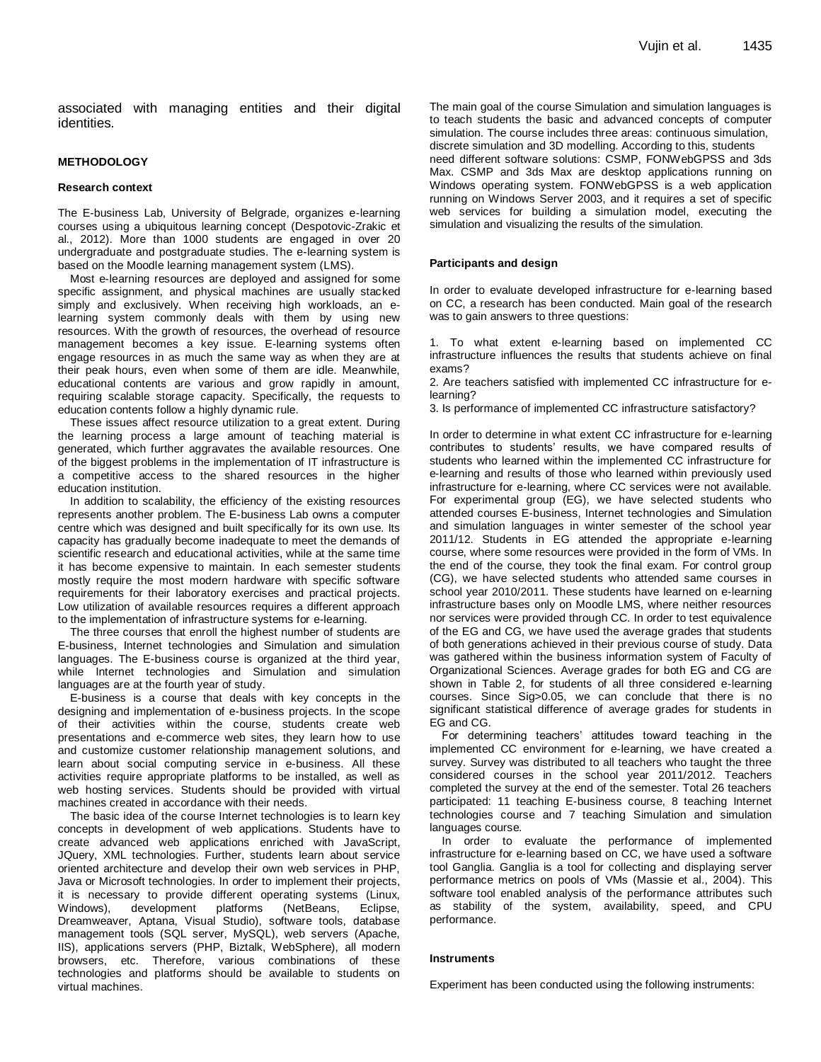associated with managing entities and their digital identities.

## METHODOLOGY

### Research context

The E-business Lab, University of Belgrade, organizes e-learning courses using a ubiquitous learning concept (Despotovic-Zrakic et al., 2012). More than 1000 students are engaged in over 20 undergraduate and postgraduate studies. The e-learning system is based on the Moodle learning management system (LMS).

Most e-learning resources are deployed and assigned for some specific assignment, and physical machines are usually stacked simply and exclusively. When receiving high workloads, an e-learning system commonly deals with them by using new resources. With the growth of resources, the overhead of resource management becomes a key issue. E-learning systems often engage resources in as much the same way as when they are at their peak hours, even when some of them are idle. Meanwhile, educational contents are various and grow rapidly in amount, requiring scalable storage capacity. Specifically, the requests to education contents follow a highly dynamic rule.

These issues affect resource utilization to a great extent. During the learning process a large amount of teaching material is generated, which further aggravates the available resources. One of the biggest problems in the implementation of IT infrastructure is a competitive access to the shared resources in the higher education institution.

In addition to scalability, the efficiency of the existing resources represents another problem. The E-business Lab owns a computer centre which was designed and built specifically for its own use. Its capacity has gradually become inadequate to meet the demands of scientific research and educational activities, while at the same time it has become expensive to maintain. In each semester students mostly require the most modern hardware with specific software requirements for their laboratory exercises and practical projects. Low utilization of available resources requires a different approach to the implementation of infrastructure systems for e-learning.

The three courses that enroll the highest number of students are E-business, Internet technologies and Simulation and simulation languages. The E-business course is organized at the third year, while Internet technologies and Simulation and simulation languages are at the fourth year of study.

E-business is a course that deals with key concepts in the designing and implementation of e-business projects. In the scope of their activities within the course, students create web presentations and e-commerce web sites, they learn how to use and customize customer relationship management solutions, and learn about social computing service in e-business. All these activities require appropriate platforms to be installed, as well as web hosting services. Students should be provided with virtual machines created in accordance with their needs.

The basic idea of the course Internet technologies is to learn key concepts in development of web applications. Students have to create advanced web applications enriched with JavaScript, JQuery, XML technologies. Further, students learn about service oriented architecture and develop their own web services in PHP, Java or Microsoft technologies. In order to implement their projects, it is necessary to provide different operating systems (Linux, Windows), development platforms (NetBeans, Eclipse, Dreamweaver, Aptana, Visual Studio), software tools, database management tools (SQL server, MySQL), web servers (Apache, IIS), applications servers (PHP, Biztalk, WebSphere), all modern browsers, etc. Therefore, various combinations of these technologies and platforms should be available to students on virtual machines.

The main goal of the course Simulation and simulation languages is to teach students the basic and advanced concepts of computer simulation. The course includes three areas: continuous simulation, discrete simulation and 3D modelling. According to this, students need different software solutions: CSMP, FONWebGPSS and 3ds Max. CSMP and 3ds Max are desktop applications running on Windows operating system. FONWebGPSS is a web application running on Windows Server 2003, and it requires a set of specific web services for building a simulation model, executing the simulation and visualizing the results of the simulation.

### Participants and design

In order to evaluate developed infrastructure for e-learning based on CC, a research has been conducted. Main goal of the research was to gain answers to three questions:

1. To what extent e-learning based on implemented CC infrastructure influences the results that students achieve on final exams?
2. Are teachers satisfied with implemented CC infrastructure for e-learning?
3. Is performance of implemented CC infrastructure satisfactory?

In order to determine in what extent CC infrastructure for e-learning contributes to students' results, we have compared results of students who learned within the implemented CC infrastructure for e-learning and results of those who learned within previously used infrastructure for e-learning, where CC services were not available. For experimental group (EG), we have selected students who attended courses E-business, Internet technologies and Simulation and simulation languages in winter semester of the school year 2011/12. Students in EG attended the appropriate e-learning course, where some resources were provided in the form of VMs. In the end of the course, they took the final exam. For control group (CG), we have selected students who attended same courses in school year 2010/2011. These students have learned on e-learning infrastructure bases only on Moodle LMS, where neither resources nor services were provided through CC. In order to test equivalence of the EG and CG, we have used the average grades that students of both generations achieved in their previous course of study. Data was gathered within the business information system of Faculty of Organizational Sciences. Average grades for both EG and CG are shown in Table 2, for students of all three considered e-learning courses. Since Sig>0.05, we can conclude that there is no significant statistical difference of average grades for students in EG and CG.

For determining teachers' attitudes toward teaching in the implemented CC environment for e-learning, we have created a survey. Survey was distributed to all teachers who taught the three considered courses in the school year 2011/2012. Teachers completed the survey at the end of the semester. Total 26 teachers participated: 11 teaching E-business course, 8 teaching Internet technologies course and 7 teaching Simulation and simulation languages course.

In order to evaluate the performance of implemented infrastructure for e-learning based on CC, we have used a software tool Ganglia. Ganglia is a tool for collecting and displaying server performance metrics on pools of VMs (Massie et al., 2004). This software tool enabled analysis of the performance attributes such as stability of the system, availability, speed, and CPU performance.

### Instruments

Experiment has been conducted using the following instruments: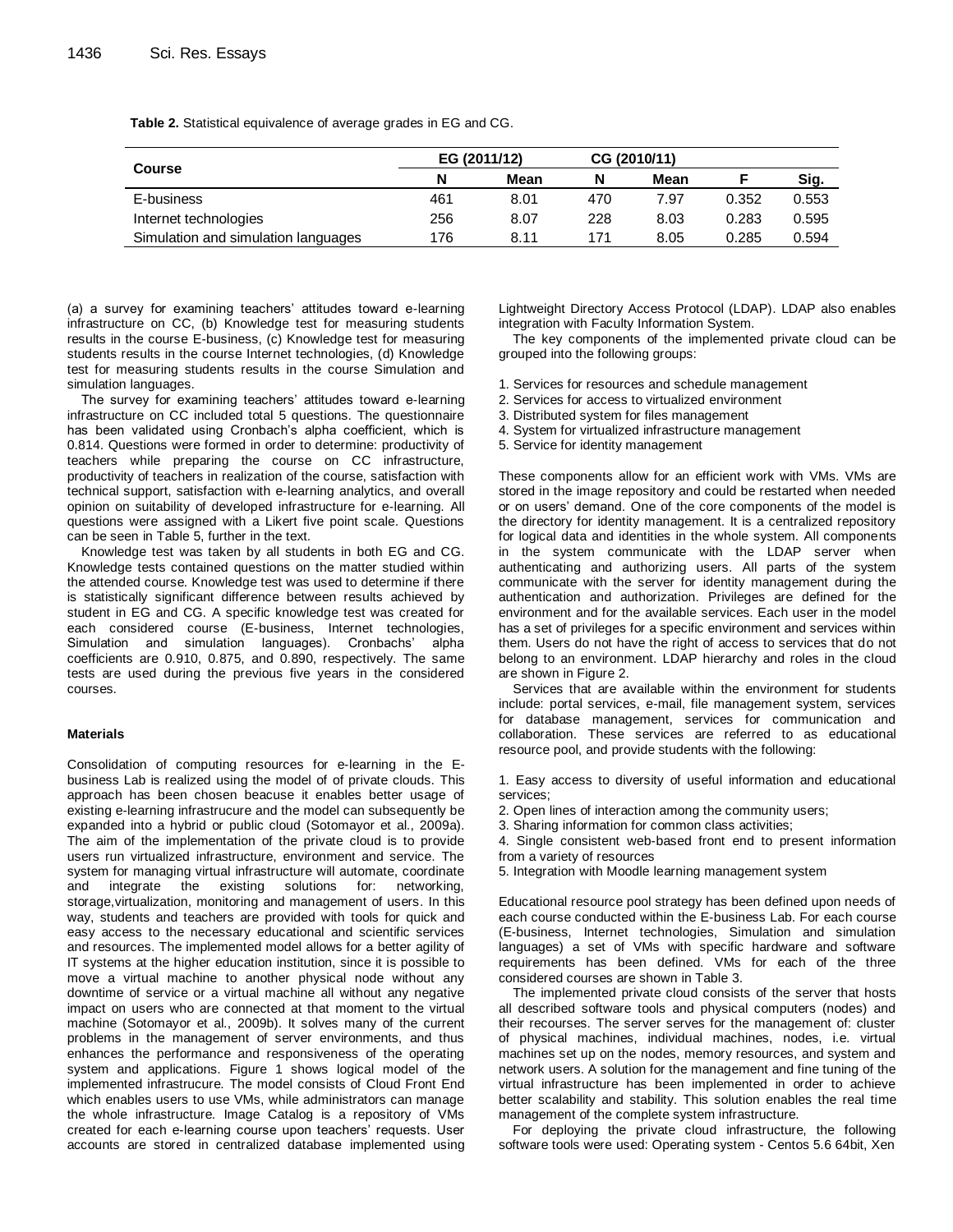**Table 2.** Statistical equivalence of average grades in EG and CG.

| Course | EG (2011/12) | | CG (2010/11) | | | |
|---|---|---|---|---|---|---|
| | N | Mean | N | Mean | F | Sig. |
| E-business | 461 | 8.01 | 470 | 7.97 | 0.352 | 0.553 |
| Internet technologies | 256 | 8.07 | 228 | 8.03 | 0.283 | 0.595 |
| Simulation and simulation languages | 176 | 8.11 | 171 | 8.05 | 0.285 | 0.594 |

(a) a survey for examining teachers' attitudes toward e-learning infrastructure on CC, (b) Knowledge test for measuring students results in the course E-business, (c) Knowledge test for measuring students results in the course Internet technologies, (d) Knowledge test for measuring students results in the course Simulation and simulation languages.

The survey for examining teachers' attitudes toward e-learning infrastructure on CC included total 5 questions. The questionnaire has been validated using Cronbach's alpha coefficient, which is 0.814. Questions were formed in order to determine: productivity of teachers while preparing the course on CC infrastructure, productivity of teachers in realization of the course, satisfaction with technical support, satisfaction with e-learning analytics, and overall opinion on suitability of developed infrastructure for e-learning. All questions were assigned with a Likert five point scale. Questions can be seen in Table 5, further in the text.

Knowledge test was taken by all students in both EG and CG. Knowledge tests contained questions on the matter studied within the attended course. Knowledge test was used to determine if there is statistically significant difference between results achieved by student in EG and CG. A specific knowledge test was created for each considered course (E-business, Internet technologies, Simulation and simulation languages). Cronbachs' alpha coefficients are 0.910, 0.875, and 0.890, respectively. The same tests are used during the previous five years in the considered courses.

### Materials

Consolidation of computing resources for e-learning in the E-business Lab is realized using the model of of private clouds. This approach has been chosen beacuse it enables better usage of existing e-learning infrastrucure and the model can subsequently be expanded into a hybrid or public cloud (Sotomayor et al., 2009a). The aim of the implementation of the private cloud is to provide users run virtualized infrastructure, environment and service. The system for managing virtual infrastructure will automate, coordinate and integrate the existing solutions for: networking, storage,virtualization, monitoring and management of users. In this way, students and teachers are provided with tools for quick and easy access to the necessary educational and scientific services and resources. The implemented model allows for a better agility of IT systems at the higher education institution, since it is possible to move a virtual machine to another physical node without any downtime of service or a virtual machine all without any negative impact on users who are connected at that moment to the virtual machine (Sotomayor et al., 2009b). It solves many of the current problems in the management of server environments, and thus enhances the performance and responsiveness of the operating system and applications. Figure 1 shows logical model of the implemented infrastrucure. The model consists of Cloud Front End which enables users to use VMs, while administrators can manage the whole infrastructure. Image Catalog is a repository of VMs created for each e-learning course upon teachers' requests. User accounts are stored in centralized database implemented using Lightweight Directory Access Protocol (LDAP). LDAP also enables integration with Faculty Information System.

The key components of the implemented private cloud can be grouped into the following groups:

1. Services for resources and schedule management
2. Services for access to virtualized environment
3. Distributed system for files management
4. System for virtualized infrastructure management
5. Service for identity management

These components allow for an efficient work with VMs. VMs are stored in the image repository and could be restarted when needed or on users' demand. One of the core components of the model is the directory for identity management. It is a centralized repository for logical data and identities in the whole system. All components in the system communicate with the LDAP server when authenticating and authorizing users. All parts of the system communicate with the server for identity management during the authentication and authorization. Privileges are defined for the environment and for the available services. Each user in the model has a set of privileges for a specific environment and services within them. Users do not have the right of access to services that do not belong to an environment. LDAP hierarchy and roles in the cloud are shown in Figure 2.

Services that are available within the environment for students include: portal services, e-mail, file management system, services for database management, services for communication and collaboration. These services are referred to as educational resource pool, and provide students with the following:

1. Easy access to diversity of useful information and educational services;
2. Open lines of interaction among the community users;
3. Sharing information for common class activities;
4. Single consistent web-based front end to present information from a variety of resources
5. Integration with Moodle learning management system

Educational resource pool strategy has been defined upon needs of each course conducted within the E-business Lab. For each course (E-business, Internet technologies, Simulation and simulation languages) a set of VMs with specific hardware and software requirements has been defined. VMs for each of the three considered courses are shown in Table 3.

The implemented private cloud consists of the server that hosts all described software tools and physical computers (nodes) and their recourses. The server serves for the management of: cluster of physical machines, individual machines, nodes, i.e. virtual machines set up on the nodes, memory resources, and system and network users. A solution for the management and fine tuning of the virtual infrastructure has been implemented in order to achieve better scalability and stability. This solution enables the real time management of the complete system infrastructure.

For deploying the private cloud infrastructure, the following software tools were used: Operating system - Centos 5.6 64bit, Xen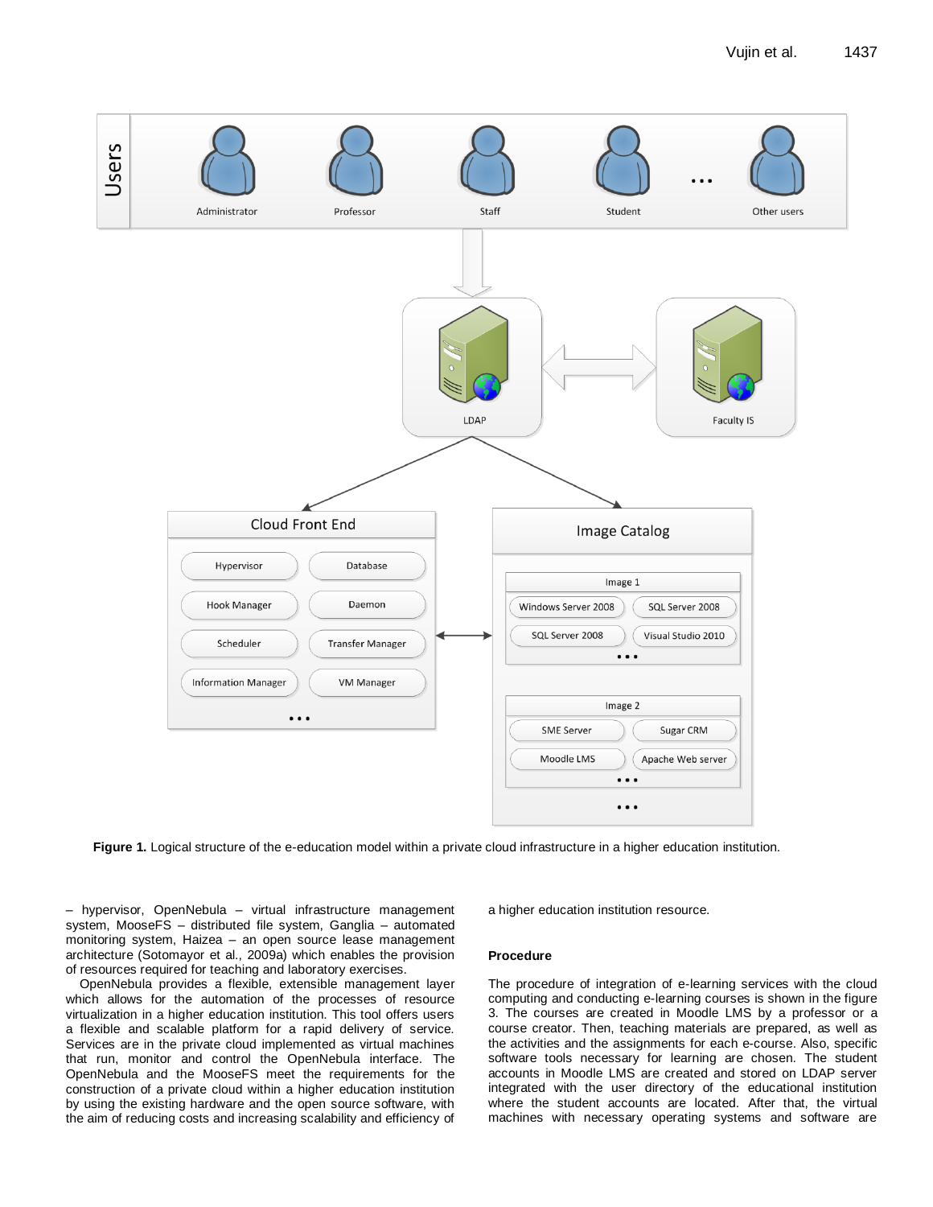**Figure 1.** Logical structure of the e-education model within a private cloud infrastructure in a higher education institution.

– hypervisor, OpenNebula – virtual infrastructure management system, MooseFS – distributed file system, Ganglia – automated monitoring system, Haizea – an open source lease management architecture (Sotomayor et al., 2009a) which enables the provision of resources required for teaching and laboratory exercises.

OpenNebula provides a flexible, extensible management layer which allows for the automation of the processes of resource virtualization in a higher education institution. This tool offers users a flexible and scalable platform for a rapid delivery of service. Services are in the private cloud implemented as virtual machines that run, monitor and control the OpenNebula interface. The OpenNebula and the MooseFS meet the requirements for the construction of a private cloud within a higher education institution by using the existing hardware and the open source software, with the aim of reducing costs and increasing scalability and efficiency of a higher education institution resource.

### Procedure

The procedure of integration of e-learning services with the cloud computing and conducting e-learning courses is shown in the figure 3. The courses are created in Moodle LMS by a professor or a course creator. Then, teaching materials are prepared, as well as the activities and the assignments for each e-course. Also, specific software tools necessary for learning are chosen. The student accounts in Moodle LMS are created and stored on LDAP server integrated with the user directory of the educational institution where the student accounts are located. After that, the virtual machines with necessary operating systems and software are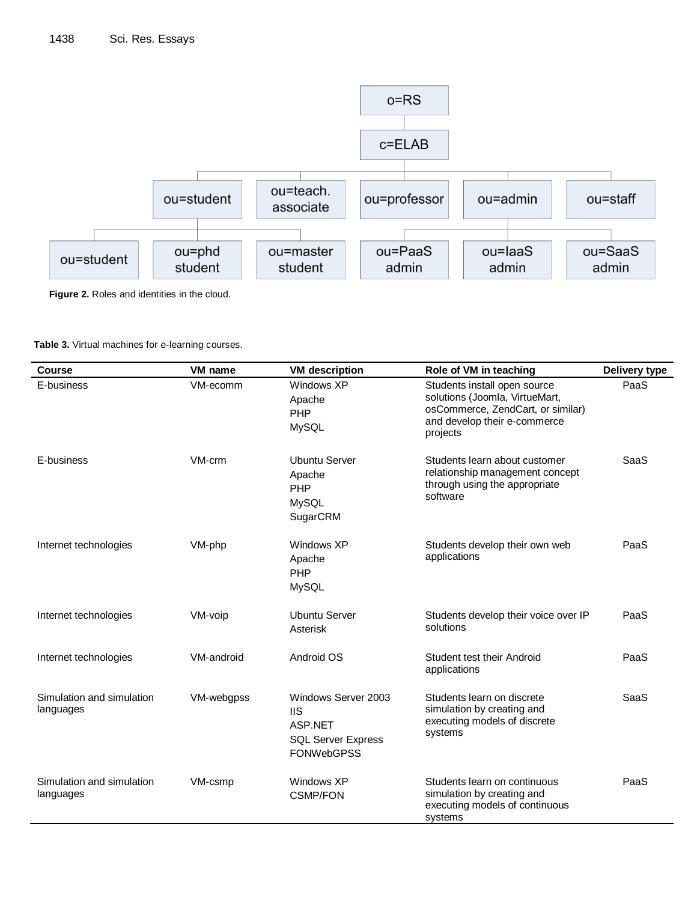**Figure 2.** Roles and identities in the cloud.

**Table 3.** Virtual machines for e-learning courses.

| Course | VM name | VM description | Role of VM in teaching | Delivery type |
|---|---|---|---|---|
| E-business | VM-ecomm | Windows XP<br>Apache<br>PHP<br>MySQL | Students install open source solutions (Joomla, VirtueMart, osCommerce, ZendCart, or similar) and develop their e-commerce projects | PaaS |
| E-business | VM-crm | Ubuntu Server<br>Apache<br>PHP<br>MySQL<br>SugarCRM | Students learn about customer relationship management concept through using the appropriate software | SaaS |
| Internet technologies | VM-php | Windows XP<br>Apache<br>PHP<br>MySQL | Students develop their own web applications | PaaS |
| Internet technologies | VM-voip | Ubuntu Server<br>Asterisk | Students develop their voice over IP solutions | PaaS |
| Internet technologies | VM-android | Android OS | Student test their Android applications | PaaS |
| Simulation and simulation languages | VM-webgpss | Windows Server 2003<br>IIS<br>ASP.NET<br>SQL Server Express<br>FONWebGPSS | Students learn on discrete simulation by creating and executing models of discrete systems | SaaS |
| Simulation and simulation languages | VM-csmp | Windows XP<br>CSMP/FON | Students learn on continuous simulation by creating and executing models of continuous systems | PaaS |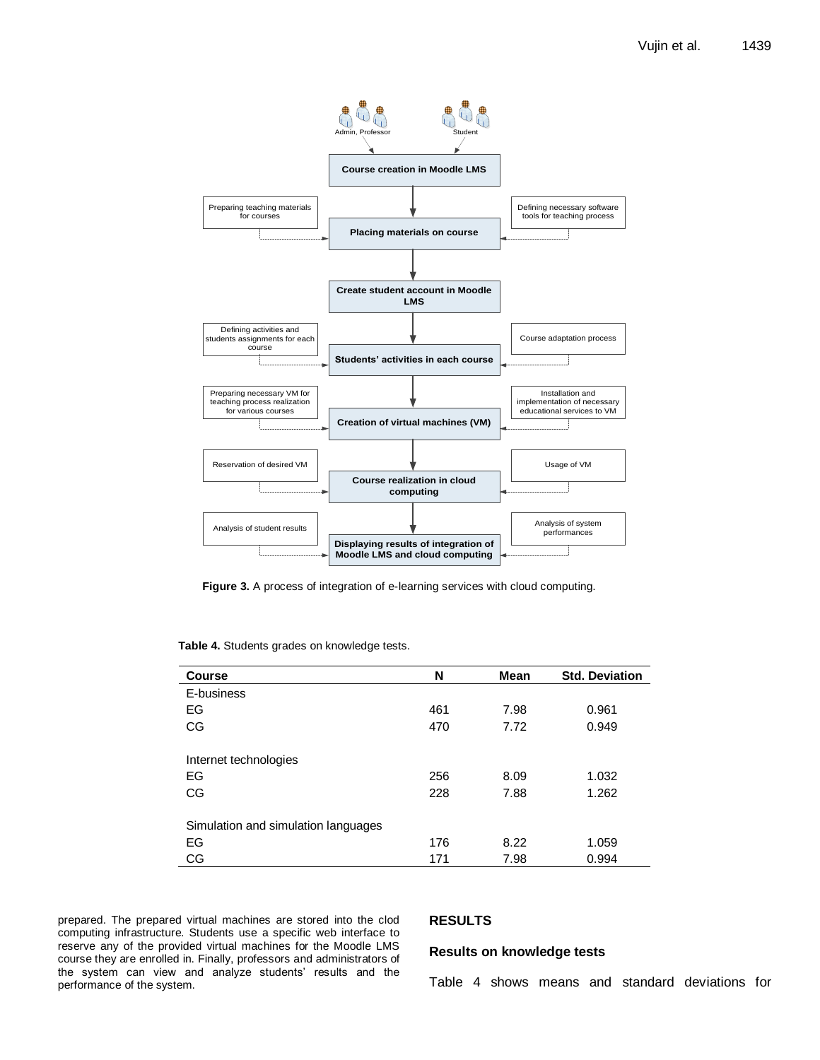**Figure 3.** A process of integration of e-learning services with cloud computing.

**Table 4.** Students grades on knowledge tests.

| Course | N | Mean | Std. Deviation |
|---|---|---|---|
| E-business | | | |
| EG | 461 | 7.98 | 0.961 |
| CG | 470 | 7.72 | 0.949 |
| | | | |
| Internet technologies | | | |
| EG | 256 | 8.09 | 1.032 |
| CG | 228 | 7.88 | 1.262 |
| | | | |
| Simulation and simulation languages | | | |
| EG | 176 | 8.22 | 1.059 |
| CG | 171 | 7.98 | 0.994 |

prepared. The prepared virtual machines are stored into the clod computing infrastructure. Students use a specific web interface to reserve any of the provided virtual machines for the Moodle LMS course they are enrolled in. Finally, professors and administrators of the system can view and analyze students' results and the performance of the system.

## RESULTS

### Results on knowledge tests

Table 4 shows means and standard deviations for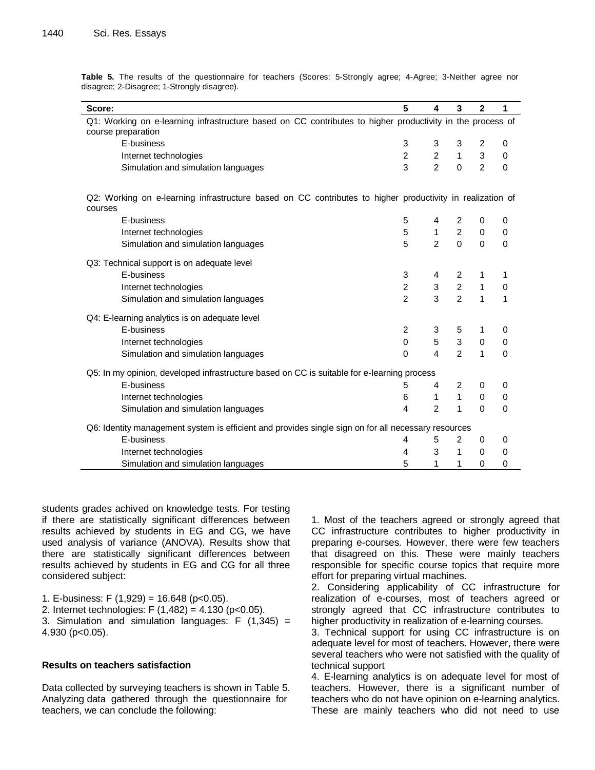**Table 5.** The results of the questionnaire for teachers (Scores: 5-Strongly agree; 4-Agree; 3-Neither agree nor disagree; 2-Disagree; 1-Strongly disagree).

| Score: | 5 | 4 | 3 | 2 | 1 |
|---|---|---|---|---|---|
| Q1: Working on e-learning infrastructure based on CC contributes to higher productivity in the process of course preparation | | | | | |
| E-business | 3 | 3 | 3 | 2 | 0 |
| Internet technologies | 2 | 2 | 1 | 3 | 0 |
| Simulation and simulation languages | 3 | 2 | 0 | 2 | 0 |
| Q2: Working on e-learning infrastructure based on CC contributes to higher productivity in realization of courses | | | | | |
| E-business | 5 | 4 | 2 | 0 | 0 |
| Internet technologies | 5 | 1 | 2 | 0 | 0 |
| Simulation and simulation languages | 5 | 2 | 0 | 0 | 0 |
| Q3: Technical support is on adequate level | | | | | |
| E-business | 3 | 4 | 2 | 1 | 1 |
| Internet technologies | 2 | 3 | 2 | 1 | 0 |
| Simulation and simulation languages | 2 | 3 | 2 | 1 | 1 |
| Q4: E-learning analytics is on adequate level | | | | | |
| E-business | 2 | 3 | 5 | 1 | 0 |
| Internet technologies | 0 | 5 | 3 | 0 | 0 |
| Simulation and simulation languages | 0 | 4 | 2 | 1 | 0 |
| Q5: In my opinion, developed infrastructure based on CC is suitable for e-learning process | | | | | |
| E-business | 5 | 4 | 2 | 0 | 0 |
| Internet technologies | 6 | 1 | 1 | 0 | 0 |
| Simulation and simulation languages | 4 | 2 | 1 | 0 | 0 |
| Q6: Identity management system is efficient and provides single sign on for all necessary resources | | | | | |
| E-business | 4 | 5 | 2 | 0 | 0 |
| Internet technologies | 4 | 3 | 1 | 0 | 0 |
| Simulation and simulation languages | 5 | 1 | 1 | 0 | 0 |

students grades achived on knowledge tests. For testing if there are statistically significant differences between results achieved by students in EG and CG, we have used analysis of variance (ANOVA). Results show that there are statistically significant differences between results achieved by students in EG and CG for all three considered subject:

1. E-business: $F(1,929) = 16.648$ ($p<0.05$).
2. Internet technologies: $F(1,482) = 4.130$ ($p<0.05$).
3. Simulation and simulation languages: $F(1,345) = 4.930$ ($p<0.05$).

### Results on teachers satisfaction

Data collected by surveying teachers is shown in Table 5. Analyzing data gathered through the questionnaire for teachers, we can conclude the following:

1. Most of the teachers agreed or strongly agreed that CC infrastructure contributes to higher productivity in preparing e-courses. However, there were few teachers that disagreed on this. These were mainly teachers responsible for specific course topics that require more effort for preparing virtual machines.
2. Considering applicability of CC infrastructure for realization of e-courses, most of teachers agreed or strongly agreed that CC infrastructure contributes to higher productivity in realization of e-learning courses.
3. Technical support for using CC infrastructure is on adequate level for most of teachers. However, there were several teachers who were not satisfied with the quality of technical support
4. E-learning analytics is on adequate level for most of teachers. However, there is a significant number of teachers who do not have opinion on e-learning analytics. These are mainly teachers who did not need to use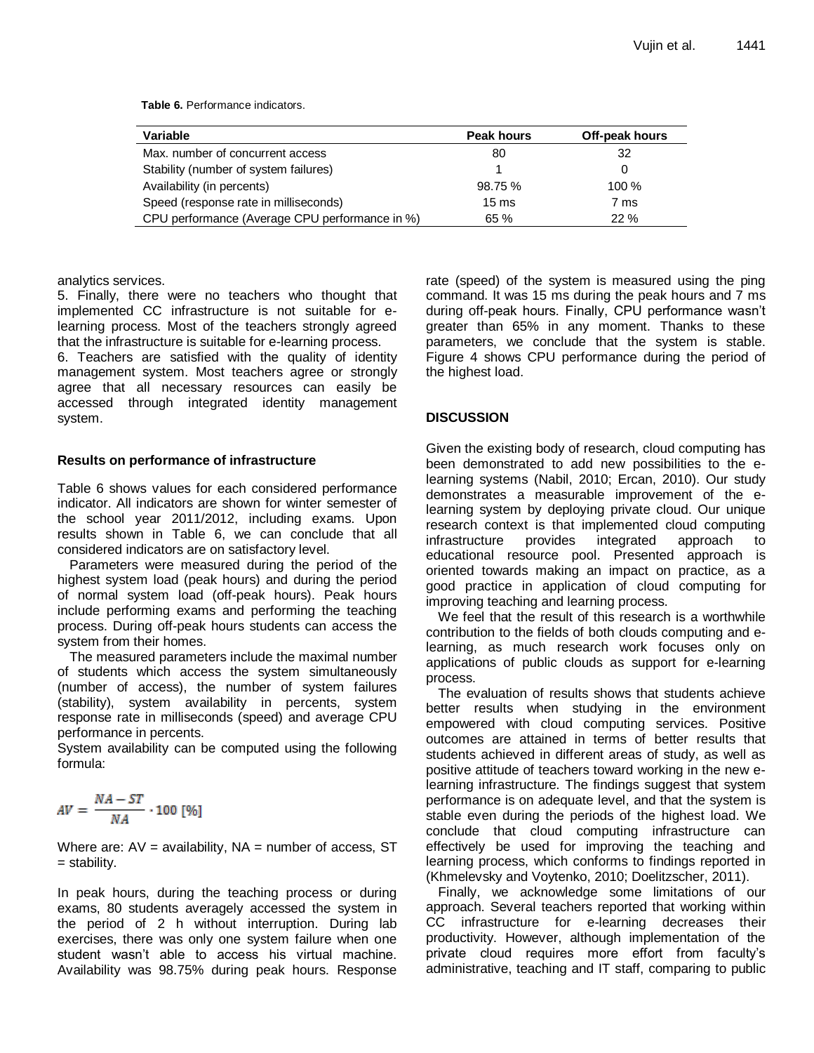**Table 6.** Performance indicators.

| Variable | Peak hours | Off-peak hours |
|---|---|---|
| Max. number of concurrent access | 80 | 32 |
| Stability (number of system failures) | 1 | 0 |
| Availability (in percents) | 98.75 % | 100 % |
| Speed (response rate in milliseconds) | 15 ms | 7 ms |
| CPU performance (Average CPU performance in %) | 65 % | 22 % |

analytics services.

5. Finally, there were no teachers who thought that implemented CC infrastructure is not suitable for e-learning process. Most of the teachers strongly agreed that the infrastructure is suitable for e-learning process.

6. Teachers are satisfied with the quality of identity management system. Most teachers agree or strongly agree that all necessary resources can easily be accessed through integrated identity management system.

### Results on performance of infrastructure

Table 6 shows values for each considered performance indicator. All indicators are shown for winter semester of the school year 2011/2012, including exams. Upon results shown in Table 6, we can conclude that all considered indicators are on satisfactory level.

Parameters were measured during the period of the highest system load (peak hours) and during the period of normal system load (off-peak hours). Peak hours include performing exams and performing the teaching process. During off-peak hours students can access the system from their homes.

The measured parameters include the maximal number of students which access the system simultaneously (number of access), the number of system failures (stability), system availability in percents, system response rate in milliseconds (speed) and average CPU performance in percents.

System availability can be computed using the following formula:

$$AV = \frac{NA - ST}{NA} \cdot 100 \ [\%]$$

Where are: AV = availability, NA = number of access, ST = stability.

In peak hours, during the teaching process or during exams, 80 students averagely accessed the system in the period of 2 h without interruption. During lab exercises, there was only one system failure when one student wasn't able to access his virtual machine. Availability was 98.75% during peak hours. Response rate (speed) of the system is measured using the ping command. It was 15 ms during the peak hours and 7 ms during off-peak hours. Finally, CPU performance wasn't greater than 65% in any moment. Thanks to these parameters, we conclude that the system is stable. Figure 4 shows CPU performance during the period of the highest load.

## DISCUSSION

Given the existing body of research, cloud computing has been demonstrated to add new possibilities to the e-learning systems (Nabil, 2010; Ercan, 2010). Our study demonstrates a measurable improvement of the e-learning system by deploying private cloud. Our unique research context is that implemented cloud computing infrastructure provides integrated approach to educational resource pool. Presented approach is oriented towards making an impact on practice, as a good practice in application of cloud computing for improving teaching and learning process.

We feel that the result of this research is a worthwhile contribution to the fields of both clouds computing and e-learning, as much research work focuses only on applications of public clouds as support for e-learning process.

The evaluation of results shows that students achieve better results when studying in the environment empowered with cloud computing services. Positive outcomes are attained in terms of better results that students achieved in different areas of study, as well as positive attitude of teachers toward working in the new e-learning infrastructure. The findings suggest that system performance is on adequate level, and that the system is stable even during the periods of the highest load. We conclude that cloud computing infrastructure can effectively be used for improving the teaching and learning process, which conforms to findings reported in (Khmelevsky and Voytenko, 2010; Doelitzscher, 2011).

Finally, we acknowledge some limitations of our approach. Several teachers reported that working within CC infrastructure for e-learning decreases their productivity. However, although implementation of the private cloud requires more effort from faculty's administrative, teaching and IT staff, comparing to public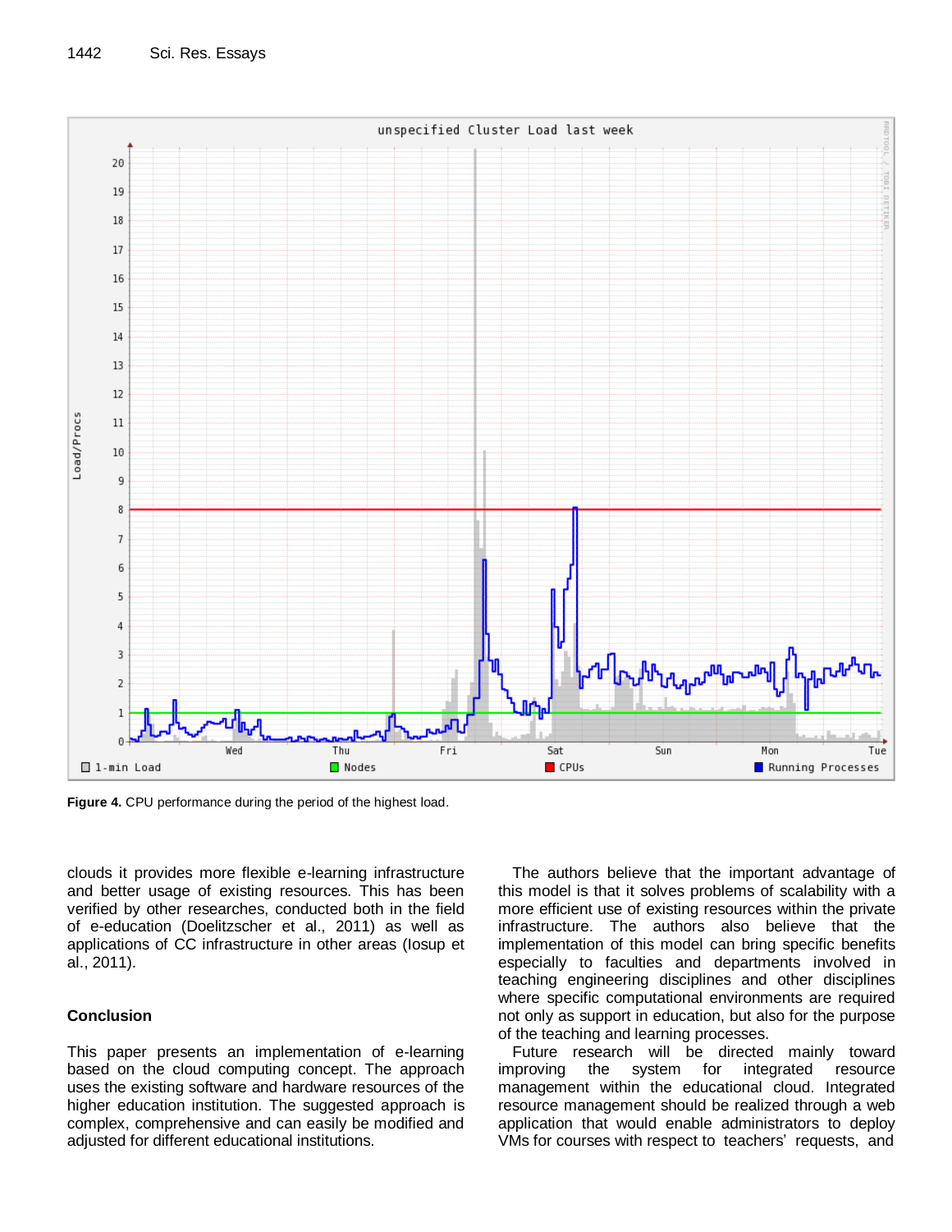**Figure 4.** CPU performance during the period of the highest load.

clouds it provides more flexible e-learning infrastructure and better usage of existing resources. This has been verified by other researches, conducted both in the field of e-education (Doelitzscher et al., 2011) as well as applications of CC infrastructure in other areas (Iosup et al., 2011).

## Conclusion

This paper presents an implementation of e-learning based on the cloud computing concept. The approach uses the existing software and hardware resources of the higher education institution. The suggested approach is complex, comprehensive and can easily be modified and adjusted for different educational institutions.

The authors believe that the important advantage of this model is that it solves problems of scalability with a more efficient use of existing resources within the private infrastructure. The authors also believe that the implementation of this model can bring specific benefits especially to faculties and departments involved in teaching engineering disciplines and other disciplines where specific computational environments are required not only as support in education, but also for the purpose of the teaching and learning processes.

Future research will be directed mainly toward improving the system for integrated resource management within the educational cloud. Integrated resource management should be realized through a web application that would enable administrators to deploy VMs for courses with respect to teachers' requests, and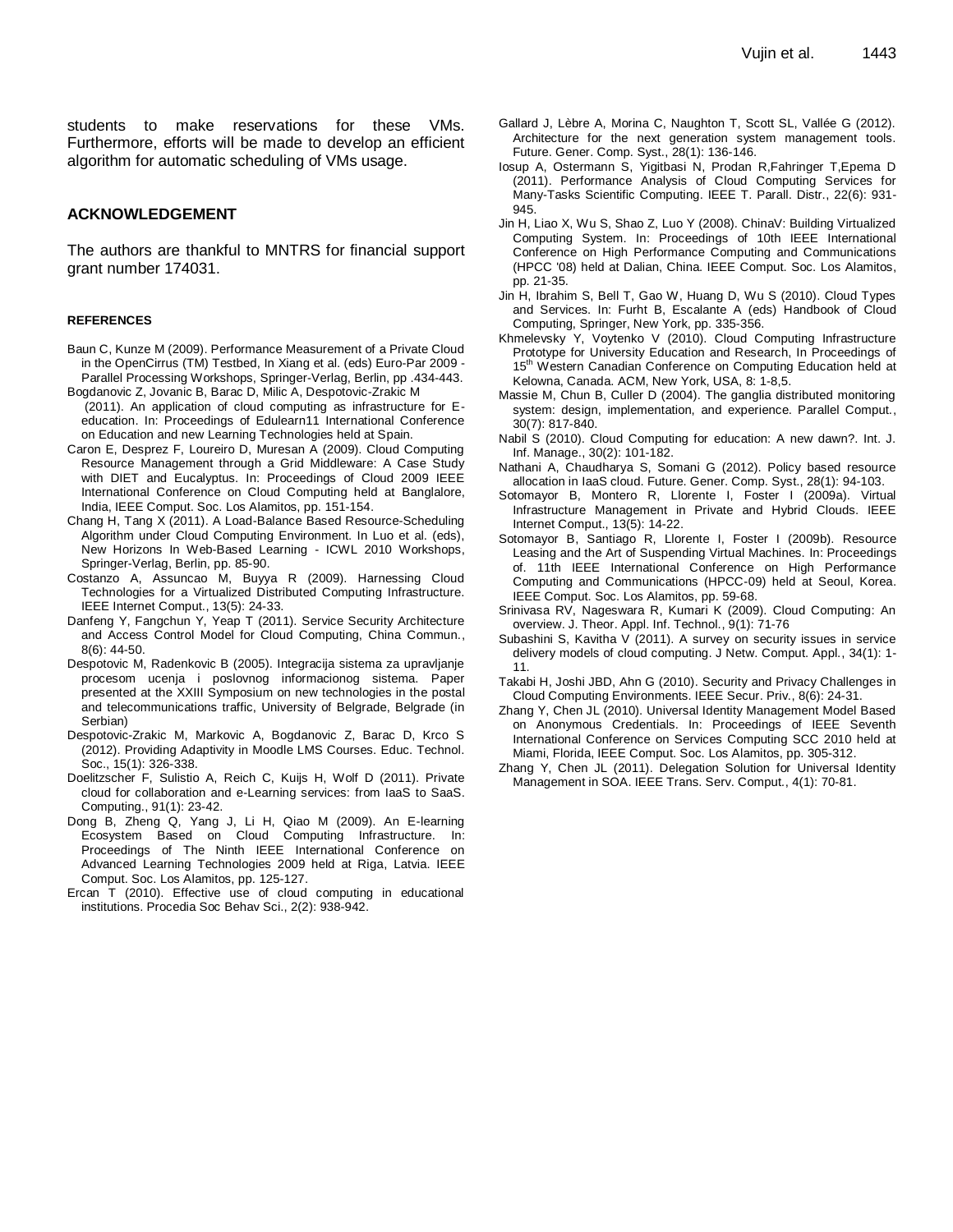students to make reservations for these VMs. Furthermore, efforts will be made to develop an efficient algorithm for automatic scheduling of VMs usage.

## ACKNOWLEDGEMENT

The authors are thankful to MNTRS for financial support grant number 174031.

### REFERENCES

Baun C, Kunze M (2009). Performance Measurement of a Private Cloud in the OpenCirrus (TM) Testbed, In Xiang et al. (eds) Euro-Par 2009 - Parallel Processing Workshops, Springer-Verlag, Berlin, pp .434-443.

Bogdanovic Z, Jovanic B, Barac D, Milic A, Despotovic-Zrakic M (2011). An application of cloud computing as infrastructure for E-education. In: Proceedings of Edulearn11 International Conference on Education and new Learning Technologies held at Spain.

Caron E, Desprez F, Loureiro D, Muresan A (2009). Cloud Computing Resource Management through a Grid Middleware: A Case Study with DIET and Eucalyptus. In: Proceedings of Cloud 2009 IEEE International Conference on Cloud Computing held at Banglalore, India, IEEE Comput. Soc. Los Alamitos, pp. 151-154.

Chang H, Tang X (2011). A Load-Balance Based Resource-Scheduling Algorithm under Cloud Computing Environment. In Luo et al. (eds), New Horizons In Web-Based Learning - ICWL 2010 Workshops, Springer-Verlag, Berlin, pp. 85-90.

Costanzo A, Assuncao M, Buyya R (2009). Harnessing Cloud Technologies for a Virtualized Distributed Computing Infrastructure. IEEE Internet Comput., 13(5): 24-33.

Danfeng Y, Fangchun Y, Yeap T (2011). Service Security Architecture and Access Control Model for Cloud Computing, China Commun., 8(6): 44-50.

Despotovic M, Radenkovic B (2005). Integracija sistema za upravljanje procesom ucenja i poslovnog informacionog sistema. Paper presented at the XXIII Symposium on new technologies in the postal and telecommunications traffic, University of Belgrade, Belgrade (in Serbian)

Despotovic-Zrakic M, Markovic A, Bogdanovic Z, Barac D, Krco S (2012). Providing Adaptivity in Moodle LMS Courses. Educ. Technol. Soc., 15(1): 326-338.

Doelitzscher F, Sulistio A, Reich C, Kuijs H, Wolf D (2011). Private cloud for collaboration and e-Learning services: from IaaS to SaaS. Computing., 91(1): 23-42.

Dong B, Zheng Q, Yang J, Li H, Qiao M (2009). An E-learning Ecosystem Based on Cloud Computing Infrastructure. In: Proceedings of The Ninth IEEE International Conference on Advanced Learning Technologies 2009 held at Riga, Latvia. IEEE Comput. Soc. Los Alamitos, pp. 125-127.

Ercan T (2010). Effective use of cloud computing in educational institutions. Procedia Soc Behav Sci., 2(2): 938-942.

Gallard J, Lèbre A, Morina C, Naughton T, Scott SL, Vallée G (2012). Architecture for the next generation system management tools. Future. Gener. Comp. Syst., 28(1): 136-146.

Iosup A, Ostermann S, Yigitbasi N, Prodan R,Fahringer T,Epema D (2011). Performance Analysis of Cloud Computing Services for Many-Tasks Scientific Computing. IEEE T. Parall. Distr., 22(6): 931-945.

Jin H, Liao X, Wu S, Shao Z, Luo Y (2008). ChinaV: Building Virtualized Computing System. In: Proceedings of 10th IEEE International Conference on High Performance Computing and Communications (HPCC '08) held at Dalian, China. IEEE Comput. Soc. Los Alamitos, pp. 21-35.

Jin H, Ibrahim S, Bell T, Gao W, Huang D, Wu S (2010). Cloud Types and Services. In: Furht B, Escalante A (eds) Handbook of Cloud Computing, Springer, New York, pp. 335-356.

Khmelevsky Y, Voytenko V (2010). Cloud Computing Infrastructure Prototype for University Education and Research, In Proceedings of 15th Western Canadian Conference on Computing Education held at Kelowna, Canada. ACM, New York, USA, 8: 1-8,5.

Massie M, Chun B, Culler D (2004). The ganglia distributed monitoring system: design, implementation, and experience. Parallel Comput., 30(7): 817-840.

Nabil S (2010). Cloud Computing for education: A new dawn?. Int. J. Inf. Manage., 30(2): 101-182.

Nathani A, Chaudharya S, Somani G (2012). Policy based resource allocation in IaaS cloud. Future. Gener. Comp. Syst., 28(1): 94-103.

Sotomayor B, Montero R, Llorente I, Foster I (2009a). Virtual Infrastructure Management in Private and Hybrid Clouds. IEEE Internet Comput., 13(5): 14-22.

Sotomayor B, Santiago R, Llorente I, Foster I (2009b). Resource Leasing and the Art of Suspending Virtual Machines. In: Proceedings of. 11th IEEE International Conference on High Performance Computing and Communications (HPCC-09) held at Seoul, Korea. IEEE Comput. Soc. Los Alamitos, pp. 59-68.

Srinivasa RV, Nageswara R, Kumari K (2009). Cloud Computing: An overview. J. Theor. Appl. Inf. Technol., 9(1): 71-76

Subashini S, Kavitha V (2011). A survey on security issues in service delivery models of cloud computing. J Netw. Comput. Appl., 34(1): 1-11.

Takabi H, Joshi JBD, Ahn G (2010). Security and Privacy Challenges in Cloud Computing Environments. IEEE Secur. Priv., 8(6): 24-31.

Zhang Y, Chen JL (2010). Universal Identity Management Model Based on Anonymous Credentials. In: Proceedings of IEEE Seventh International Conference on Services Computing SCC 2010 held at Miami, Florida, IEEE Comput. Soc. Los Alamitos, pp. 305-312.

Zhang Y, Chen JL (2011). Delegation Solution for Universal Identity Management in SOA. IEEE Trans. Serv. Comput., 4(1): 70-81.